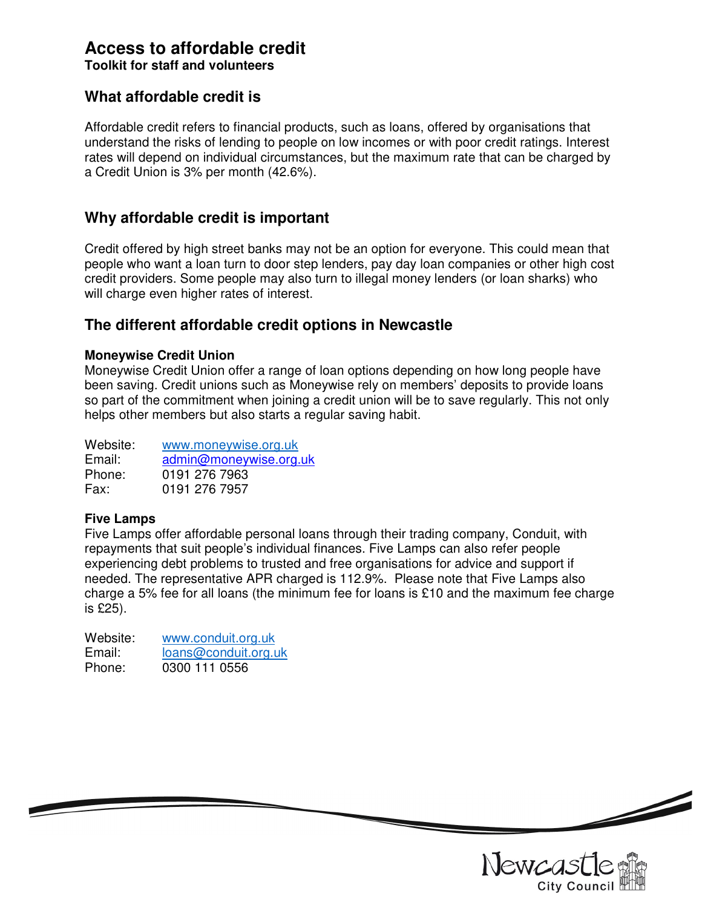# Access to affordable credit

**Toolkit for staff and volunteers**

## What affordable credit is

Affordable credit refers to financial products, such as loans, offered by organisations that understand the risks of lending to people on low incomes or with poor credit ratings. Interest rates will depend on individual circumstances, but the maximum rate that can be charged by a Credit Union is 3% per month (42.6%).

## Why affordable credit is important

Credit offered by high street banks may not be an option for everyone. This could mean that people who want a loan turn to door step lenders, pay day loan companies or other high cost credit providers. Some people may also turn to illegal money lenders (or loan sharks) who will charge even higher rates of interest.

## The different affordable credit options in Newcastle

### Moneywise Credit Union

Moneywise Credit Union offer a range of loan options depending on how long people have been saving. Credit unions such as Moneywise rely on members' deposits to provide loans so part of the commitment when joining a credit union will be to save regularly. This not only helps other members but also starts a regular saving habit.

Website: www.moneywise.org.uk
Email: admin@moneywise.org.uk
Phone: 0191 276 7963
Fax: 0191 276 7957

### Five Lamps

Five Lamps offer affordable personal loans through their trading company, Conduit, with repayments that suit people's individual finances. Five Lamps can also refer people experiencing debt problems to trusted and free organisations for advice and support if needed. The representative APR charged is 112.9%. Please note that Five Lamps also charge a 5% fee for all loans (the minimum fee for loans is £10 and the maximum fee charge is £25).

Website: www.conduit.org.uk
Email: loans@conduit.org.uk
Phone: 0300 111 0556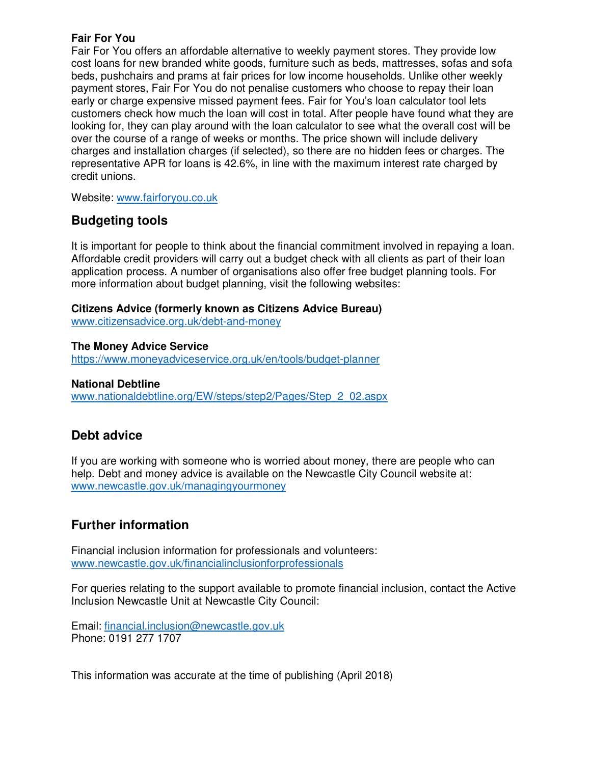**Fair For You**

Fair For You offers an affordable alternative to weekly payment stores. They provide low cost loans for new branded white goods, furniture such as beds, mattresses, sofas and sofa beds, pushchairs and prams at fair prices for low income households. Unlike other weekly payment stores, Fair For You do not penalise customers who choose to repay their loan early or charge expensive missed payment fees. Fair for You's loan calculator tool lets customers check how much the loan will cost in total. After people have found what they are looking for, they can play around with the loan calculator to see what the overall cost will be over the course of a range of weeks or months. The price shown will include delivery charges and installation charges (if selected), so there are no hidden fees or charges. The representative APR for loans is 42.6%, in line with the maximum interest rate charged by credit unions.

Website: www.fairforyou.co.uk

## Budgeting tools

It is important for people to think about the financial commitment involved in repaying a loan. Affordable credit providers will carry out a budget check with all clients as part of their loan application process. A number of organisations also offer free budget planning tools. For more information about budget planning, visit the following websites:

**Citizens Advice (formerly known as Citizens Advice Bureau)**
www.citizensadvice.org.uk/debt-and-money

**The Money Advice Service**
https://www.moneyadviceservice.org.uk/en/tools/budget-planner

**National Debtline**
www.nationaldebtline.org/EW/steps/step2/Pages/Step_2_02.aspx

## Debt advice

If you are working with someone who is worried about money, there are people who can help. Debt and money advice is available on the Newcastle City Council website at: www.newcastle.gov.uk/managingyourmoney

## Further information

Financial inclusion information for professionals and volunteers:
www.newcastle.gov.uk/financialinclusionforprofessionals

For queries relating to the support available to promote financial inclusion, contact the Active Inclusion Newcastle Unit at Newcastle City Council:

Email: financial.inclusion@newcastle.gov.uk
Phone: 0191 277 1707

This information was accurate at the time of publishing (April 2018)